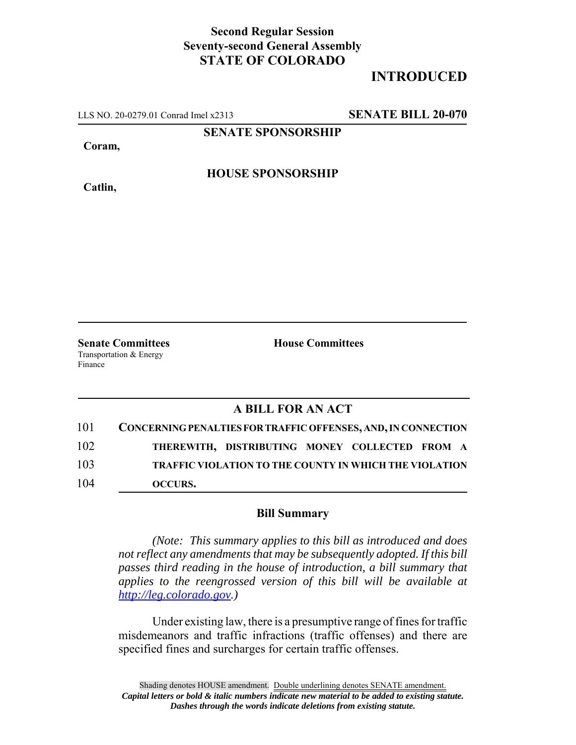**Second Regular Session**
**Seventy-second General Assembly**
**STATE OF COLORADO**

# INTRODUCED

LLS NO. 20-0279.01 Conrad Imel x2313 **SENATE BILL 20-070**

**SENATE SPONSORSHIP**

**Coram,**

**HOUSE SPONSORSHIP**

**Catlin,**

**Senate Committees**
Transportation & Energy
Finance

**House Committees**

## A BILL FOR AN ACT

101 **CONCERNING PENALTIES FOR TRAFFIC OFFENSES, AND, IN CONNECTION**
102 **THEREWITH, DISTRIBUTING MONEY COLLECTED FROM A**
103 **TRAFFIC VIOLATION TO THE COUNTY IN WHICH THE VIOLATION**
104 **OCCURS.**

### Bill Summary

*(Note: This summary applies to this bill as introduced and does not reflect any amendments that may be subsequently adopted. If this bill passes third reading in the house of introduction, a bill summary that applies to the reengrossed version of this bill will be available at http://leg.colorado.gov.)*

Under existing law, there is a presumptive range of fines for traffic misdemeanors and traffic infractions (traffic offenses) and there are specified fines and surcharges for certain traffic offenses.

Shading denotes HOUSE amendment. Double underlining denotes SENATE amendment.
*Capital letters or bold & italic numbers indicate new material to be added to existing statute.*
*Dashes through the words indicate deletions from existing statute.*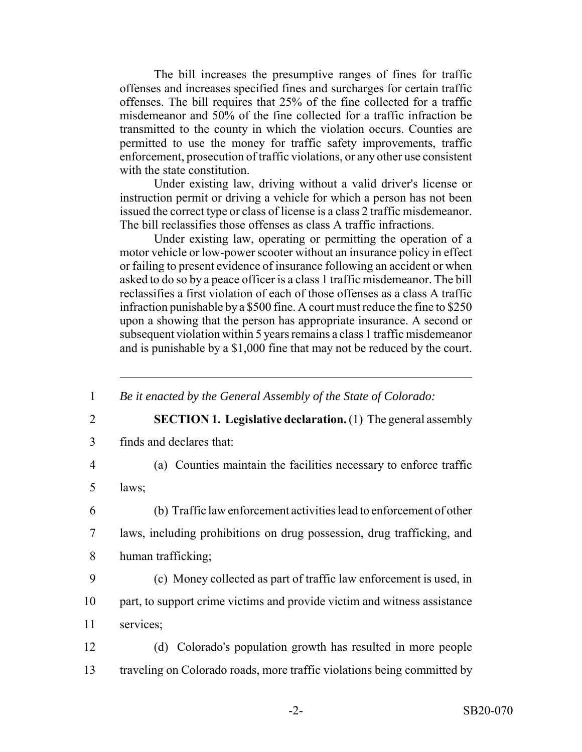The bill increases the presumptive ranges of fines for traffic offenses and increases specified fines and surcharges for certain traffic offenses. The bill requires that 25% of the fine collected for a traffic misdemeanor and 50% of the fine collected for a traffic infraction be transmitted to the county in which the violation occurs. Counties are permitted to use the money for traffic safety improvements, traffic enforcement, prosecution of traffic violations, or any other use consistent with the state constitution.

Under existing law, driving without a valid driver's license or instruction permit or driving a vehicle for which a person has not been issued the correct type or class of license is a class 2 traffic misdemeanor. The bill reclassifies those offenses as class A traffic infractions.

Under existing law, operating or permitting the operation of a motor vehicle or low-power scooter without an insurance policy in effect or failing to present evidence of insurance following an accident or when asked to do so by a peace officer is a class 1 traffic misdemeanor. The bill reclassifies a first violation of each of those offenses as a class A traffic infraction punishable by a $500 fine. A court must reduce the fine to $250 upon a showing that the person has appropriate insurance. A second or subsequent violation within 5 years remains a class 1 traffic misdemeanor and is punishable by a $1,000 fine that may not be reduced by the court.

---

1 *Be it enacted by the General Assembly of the State of Colorado:*

2 **SECTION 1. Legislative declaration.** (1) The general assembly
3 finds and declares that:

4 (a) Counties maintain the facilities necessary to enforce traffic
5 laws;

6 (b) Traffic law enforcement activities lead to enforcement of other
7 laws, including prohibitions on drug possession, drug trafficking, and
8 human trafficking;

9 (c) Money collected as part of traffic law enforcement is used, in
10 part, to support crime victims and provide victim and witness assistance
11 services;

12 (d) Colorado's population growth has resulted in more people
13 traveling on Colorado roads, more traffic violations being committed by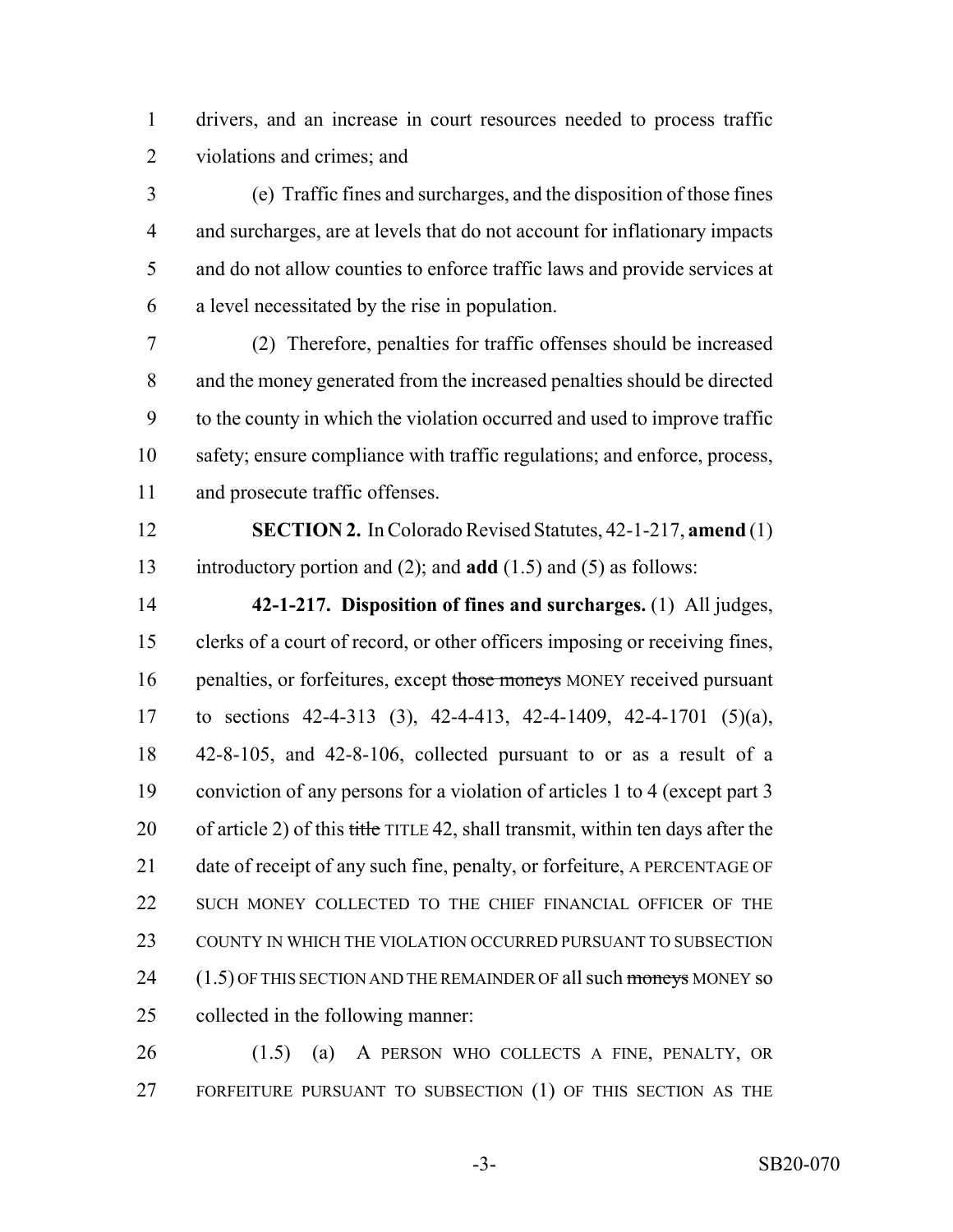drivers, and an increase in court resources needed to process traffic violations and crimes; and

(e) Traffic fines and surcharges, and the disposition of those fines and surcharges, are at levels that do not account for inflationary impacts and do not allow counties to enforce traffic laws and provide services at a level necessitated by the rise in population.

(2) Therefore, penalties for traffic offenses should be increased and the money generated from the increased penalties should be directed to the county in which the violation occurred and used to improve traffic safety; ensure compliance with traffic regulations; and enforce, process, and prosecute traffic offenses.

**SECTION 2.** In Colorado Revised Statutes, 42-1-217, **amend** (1) introductory portion and (2); and **add** (1.5) and (5) as follows:

**42-1-217. Disposition of fines and surcharges.** (1) All judges, clerks of a court of record, or other officers imposing or receiving fines, penalties, or forfeitures, except ~~those moneys~~ MONEY received pursuant to sections 42-4-313 (3), 42-4-413, 42-4-1409, 42-4-1701 (5)(a), 42-8-105, and 42-8-106, collected pursuant to or as a result of a conviction of any persons for a violation of articles 1 to 4 (except part 3 of article 2) of this ~~title~~ TITLE 42, shall transmit, within ten days after the date of receipt of any such fine, penalty, or forfeiture, A PERCENTAGE OF SUCH MONEY COLLECTED TO THE CHIEF FINANCIAL OFFICER OF THE COUNTY IN WHICH THE VIOLATION OCCURRED PURSUANT TO SUBSECTION (1.5) OF THIS SECTION AND THE REMAINDER OF all such ~~moneys~~ MONEY so collected in the following manner:

(1.5) (a) A PERSON WHO COLLECTS A FINE, PENALTY, OR FORFEITURE PURSUANT TO SUBSECTION (1) OF THIS SECTION AS THE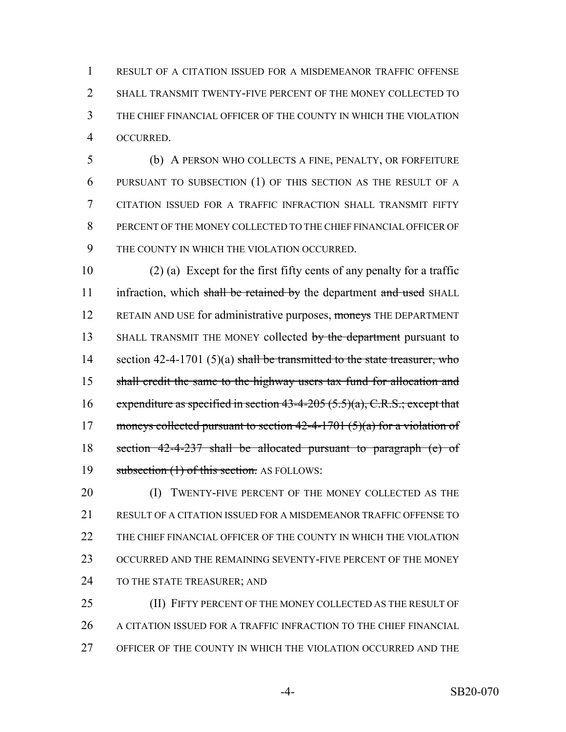RESULT OF A CITATION ISSUED FOR A MISDEMEANOR TRAFFIC OFFENSE SHALL TRANSMIT TWENTY-FIVE PERCENT OF THE MONEY COLLECTED TO THE CHIEF FINANCIAL OFFICER OF THE COUNTY IN WHICH THE VIOLATION OCCURRED.

(b) A PERSON WHO COLLECTS A FINE, PENALTY, OR FORFEITURE PURSUANT TO SUBSECTION (1) OF THIS SECTION AS THE RESULT OF A CITATION ISSUED FOR A TRAFFIC INFRACTION SHALL TRANSMIT FIFTY PERCENT OF THE MONEY COLLECTED TO THE CHIEF FINANCIAL OFFICER OF THE COUNTY IN WHICH THE VIOLATION OCCURRED.

(2) (a) Except for the first fifty cents of any penalty for a traffic infraction, which ~~shall be retained by~~ the department ~~and used~~ SHALL RETAIN AND USE for administrative purposes, ~~moneys~~ THE DEPARTMENT SHALL TRANSMIT THE MONEY collected ~~by the department~~ pursuant to section 42-4-1701 (5)(a) ~~shall be transmitted to the state treasurer, who shall credit the same to the highway users tax fund for allocation and expenditure as specified in section 43-4-205 (5.5)(a), C.R.S.; except that moneys collected pursuant to section 42-4-1701 (5)(a) for a violation of section 42-4-237 shall be allocated pursuant to paragraph (c) of subsection (1) of this section.~~ AS FOLLOWS:

(I) TWENTY-FIVE PERCENT OF THE MONEY COLLECTED AS THE RESULT OF A CITATION ISSUED FOR A MISDEMEANOR TRAFFIC OFFENSE TO THE CHIEF FINANCIAL OFFICER OF THE COUNTY IN WHICH THE VIOLATION OCCURRED AND THE REMAINING SEVENTY-FIVE PERCENT OF THE MONEY TO THE STATE TREASURER; AND

(II) FIFTY PERCENT OF THE MONEY COLLECTED AS THE RESULT OF A CITATION ISSUED FOR A TRAFFIC INFRACTION TO THE CHIEF FINANCIAL OFFICER OF THE COUNTY IN WHICH THE VIOLATION OCCURRED AND THE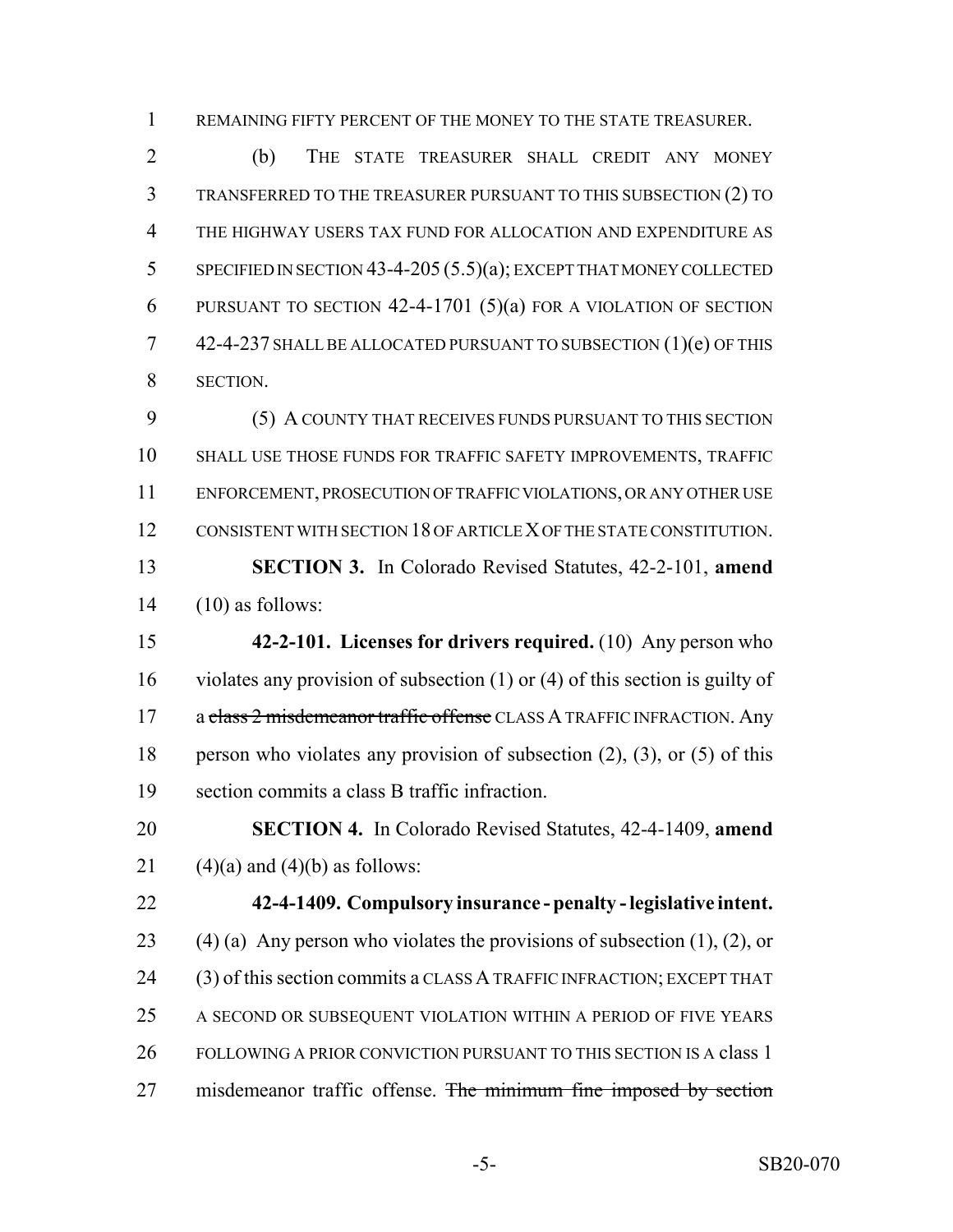REMAINING FIFTY PERCENT OF THE MONEY TO THE STATE TREASURER.

(b) THE STATE TREASURER SHALL CREDIT ANY MONEY TRANSFERRED TO THE TREASURER PURSUANT TO THIS SUBSECTION (2) TO THE HIGHWAY USERS TAX FUND FOR ALLOCATION AND EXPENDITURE AS SPECIFIED IN SECTION 43-4-205 (5.5)(a); EXCEPT THAT MONEY COLLECTED PURSUANT TO SECTION 42-4-1701 (5)(a) FOR A VIOLATION OF SECTION 42-4-237 SHALL BE ALLOCATED PURSUANT TO SUBSECTION (1)(e) OF THIS SECTION.

(5) A COUNTY THAT RECEIVES FUNDS PURSUANT TO THIS SECTION SHALL USE THOSE FUNDS FOR TRAFFIC SAFETY IMPROVEMENTS, TRAFFIC ENFORCEMENT, PROSECUTION OF TRAFFIC VIOLATIONS, OR ANY OTHER USE CONSISTENT WITH SECTION 18 OF ARTICLE X OF THE STATE CONSTITUTION.

**SECTION 3.** In Colorado Revised Statutes, 42-2-101, **amend** (10) as follows:

**42-2-101. Licenses for drivers required.** (10) Any person who violates any provision of subsection (1) or (4) of this section is guilty of a ~~class 2 misdemeanor traffic offense~~ CLASS A TRAFFIC INFRACTION. Any person who violates any provision of subsection (2), (3), or (5) of this section commits a class B traffic infraction.

**SECTION 4.** In Colorado Revised Statutes, 42-4-1409, **amend** (4)(a) and (4)(b) as follows:

**42-4-1409. Compulsory insurance - penalty - legislative intent.** (4) (a) Any person who violates the provisions of subsection (1), (2), or (3) of this section commits a CLASS A TRAFFIC INFRACTION; EXCEPT THAT A SECOND OR SUBSEQUENT VIOLATION WITHIN A PERIOD OF FIVE YEARS FOLLOWING A PRIOR CONVICTION PURSUANT TO THIS SECTION IS A class 1 misdemeanor traffic offense. ~~The minimum fine imposed by section~~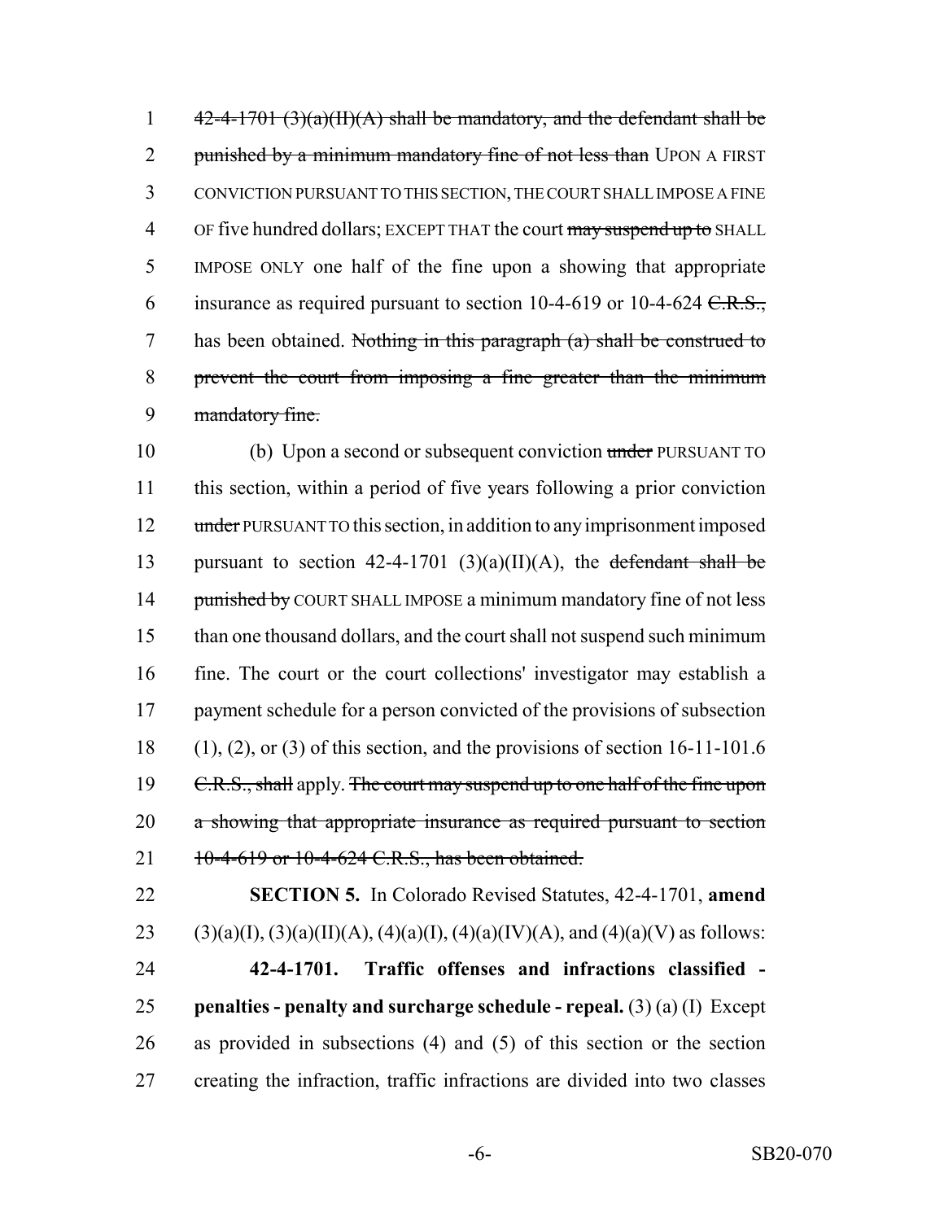42-4-1701 (3)(a)(II)(A) shall be mandatory, and the defendant shall be punished by a minimum mandatory fine of not less than UPON A FIRST CONVICTION PURSUANT TO THIS SECTION, THE COURT SHALL IMPOSE A FINE OF five hundred dollars; EXCEPT THAT the court may suspend up to SHALL IMPOSE ONLY one half of the fine upon a showing that appropriate insurance as required pursuant to section 10-4-619 or 10-4-624 C.R.S., has been obtained. Nothing in this paragraph (a) shall be construed to prevent the court from imposing a fine greater than the minimum mandatory fine.

(b) Upon a second or subsequent conviction under PURSUANT TO this section, within a period of five years following a prior conviction under PURSUANT TO this section, in addition to any imprisonment imposed pursuant to section 42-4-1701 (3)(a)(II)(A), the defendant shall be punished by COURT SHALL IMPOSE a minimum mandatory fine of not less than one thousand dollars, and the court shall not suspend such minimum fine. The court or the court collections' investigator may establish a payment schedule for a person convicted of the provisions of subsection (1), (2), or (3) of this section, and the provisions of section 16-11-101.6 C.R.S., shall apply. The court may suspend up to one half of the fine upon a showing that appropriate insurance as required pursuant to section 10-4-619 or 10-4-624 C.R.S., has been obtained.

**SECTION 5.** In Colorado Revised Statutes, 42-4-1701, **amend** (3)(a)(I), (3)(a)(II)(A), (4)(a)(I), (4)(a)(IV)(A), and (4)(a)(V) as follows:

**42-4-1701. Traffic offenses and infractions classified - penalties - penalty and surcharge schedule - repeal.** (3) (a) (I) Except as provided in subsections (4) and (5) of this section or the section creating the infraction, traffic infractions are divided into two classes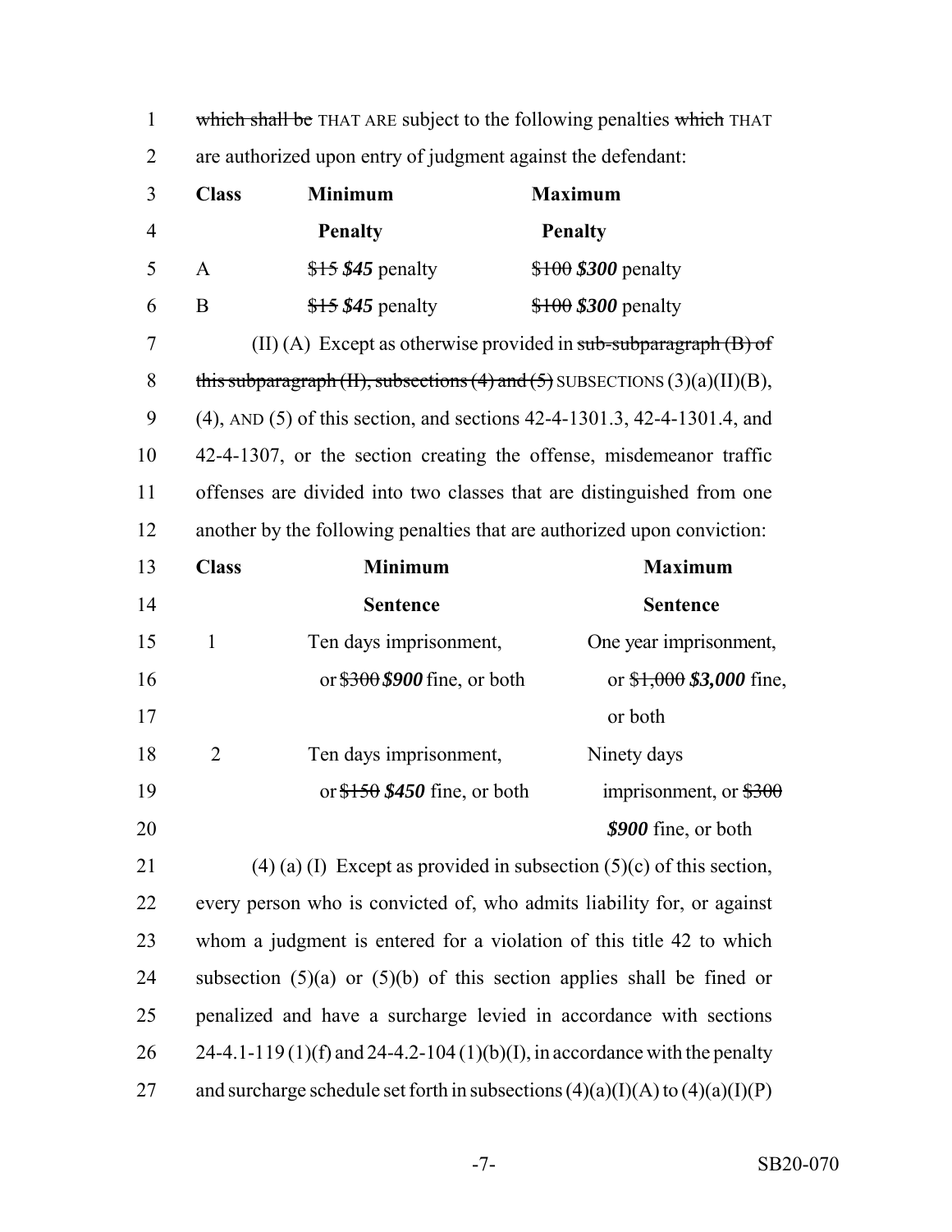~~which shall be~~ THAT ARE subject to the following penalties ~~which~~ THAT are authorized upon entry of judgment against the defendant:

| Class | Minimum Penalty | Maximum Penalty |
|---|---|---|
| A | ~~$15~~ ***$45*** penalty | ~~$100~~ ***$300*** penalty |
| B | ~~$15~~ ***$45*** penalty | ~~$100~~ ***$300*** penalty |

(II) (A) Except as otherwise provided in ~~sub-subparagraph (B) of this subparagraph (II), subsections (4) and (5)~~ SUBSECTIONS (3)(a)(II)(B), (4), AND (5) of this section, and sections 42-4-1301.3, 42-4-1301.4, and 42-4-1307, or the section creating the offense, misdemeanor traffic offenses are divided into two classes that are distinguished from one another by the following penalties that are authorized upon conviction:

| Class | Minimum Sentence | Maximum Sentence |
|---|---|---|
| 1 | Ten days imprisonment, or ~~$300~~ ***$900*** fine, or both | One year imprisonment, or ~~$1,000~~ ***$3,000*** fine, or both |
| 2 | Ten days imprisonment, or ~~$150~~ ***$450*** fine, or both | Ninety days imprisonment, or ~~$300~~ ***$900*** fine, or both |

(4) (a) (I) Except as provided in subsection (5)(c) of this section, every person who is convicted of, who admits liability for, or against whom a judgment is entered for a violation of this title 42 to which subsection (5)(a) or (5)(b) of this section applies shall be fined or penalized and have a surcharge levied in accordance with sections 24-4.1-119 (1)(f) and 24-4.2-104 (1)(b)(I), in accordance with the penalty and surcharge schedule set forth in subsections (4)(a)(I)(A) to (4)(a)(I)(P)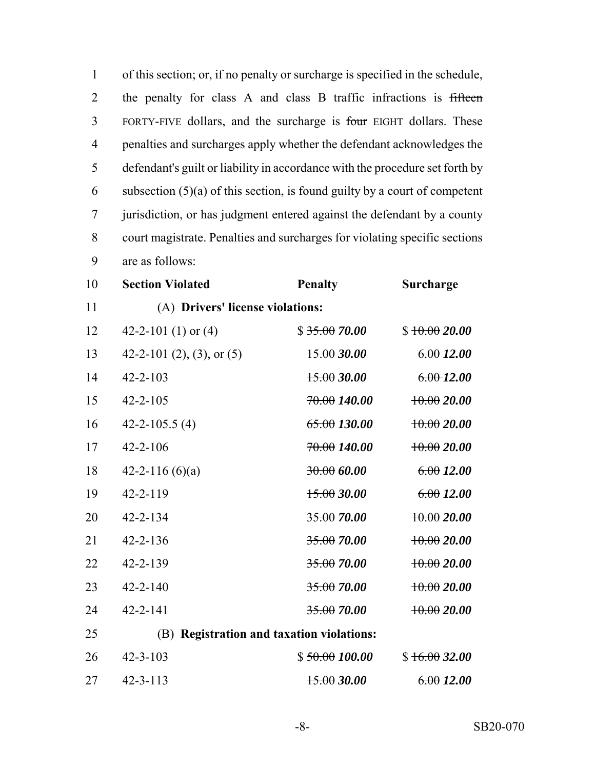of this section; or, if no penalty or surcharge is specified in the schedule, the penalty for class A and class B traffic infractions is ~~fifteen~~ FORTY-FIVE dollars, and the surcharge is ~~four~~ EIGHT dollars. These penalties and surcharges apply whether the defendant acknowledges the defendant's guilt or liability in accordance with the procedure set forth by subsection (5)(a) of this section, is found guilty by a court of competent jurisdiction, or has judgment entered against the defendant by a county court magistrate. Penalties and surcharges for violating specific sections are as follows:

| **Section Violated** | **Penalty** | **Surcharge** |
|---|---|---|
| (A) **Drivers' license violations:** | | |
| 42-2-101 (1) or (4) | $ ~~35.00~~ ***70.00*** | $ ~~10.00~~ ***20.00*** |
| 42-2-101 (2), (3), or (5) | ~~15.00~~ ***30.00*** | ~~6.00~~ ***12.00*** |
| 42-2-103 | ~~15.00~~ ***30.00*** | ~~6.00~~ ***12.00*** |
| 42-2-105 | ~~70.00~~ ***140.00*** | ~~10.00~~ ***20.00*** |
| 42-2-105.5 (4) | ~~65.00~~ ***130.00*** | ~~10.00~~ ***20.00*** |
| 42-2-106 | ~~70.00~~ ***140.00*** | ~~10.00~~ ***20.00*** |
| 42-2-116 (6)(a) | ~~30.00~~ ***60.00*** | ~~6.00~~ ***12.00*** |
| 42-2-119 | ~~15.00~~ ***30.00*** | ~~6.00~~ ***12.00*** |
| 42-2-134 | ~~35.00~~ ***70.00*** | ~~10.00~~ ***20.00*** |
| 42-2-136 | ~~35.00~~ ***70.00*** | ~~10.00~~ ***20.00*** |
| 42-2-139 | ~~35.00~~ ***70.00*** | ~~10.00~~ ***20.00*** |
| 42-2-140 | ~~35.00~~ ***70.00*** | ~~10.00~~ ***20.00*** |
| 42-2-141 | ~~35.00~~ ***70.00*** | ~~10.00~~ ***20.00*** |
| (B) **Registration and taxation violations:** | | |
| 42-3-103 | $ ~~50.00~~ ***100.00*** | $ ~~16.00~~ ***32.00*** |
| 42-3-113 | ~~15.00~~ ***30.00*** | ~~6.00~~ ***12.00*** |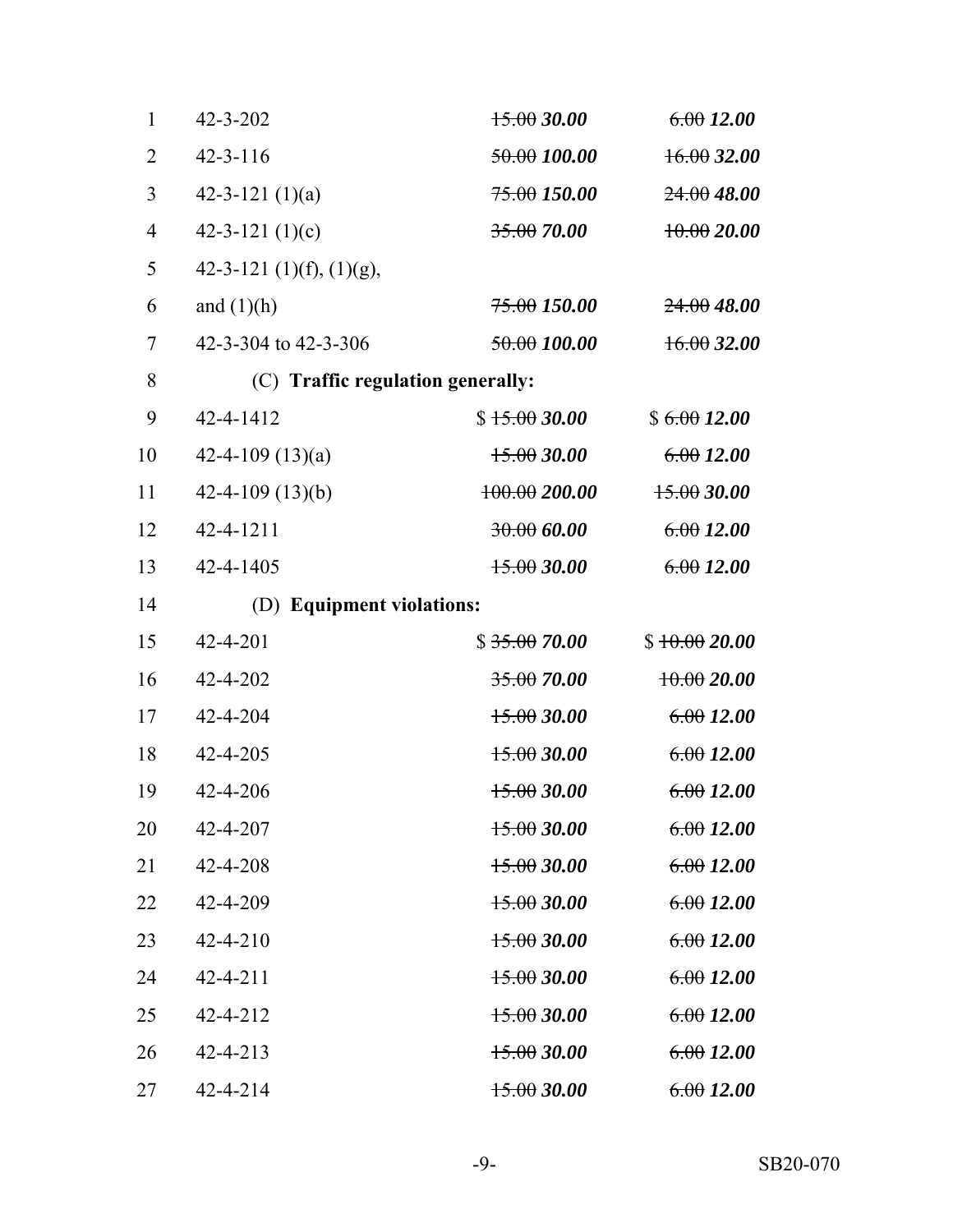| | | |
|---|---|---|
| 42-3-202 | ~~15.00~~ ***30.00*** | ~~6.00~~ ***12.00*** |
| 42-3-116 | ~~50.00~~ ***100.00*** | ~~16.00~~ ***32.00*** |
| 42-3-121 (1)(a) | ~~75.00~~ ***150.00*** | ~~24.00~~ ***48.00*** |
| 42-3-121 (1)(c) | ~~35.00~~ ***70.00*** | ~~10.00~~ ***20.00*** |
| 42-3-121 (1)(f), (1)(g), and (1)(h) | ~~75.00~~ ***150.00*** | ~~24.00~~ ***48.00*** |
| 42-3-304 to 42-3-306 | ~~50.00~~ ***100.00*** | ~~16.00~~ ***32.00*** |
| (C) **Traffic regulation generally:** | | |
| 42-4-1412 | $ ~~15.00~~ ***30.00*** | $ ~~6.00~~ ***12.00*** |
| 42-4-109 (13)(a) | ~~15.00~~ ***30.00*** | ~~6.00~~ ***12.00*** |
| 42-4-109 (13)(b) | ~~100.00~~ ***200.00*** | ~~15.00~~ ***30.00*** |
| 42-4-1211 | ~~30.00~~ ***60.00*** | ~~6.00~~ ***12.00*** |
| 42-4-1405 | ~~15.00~~ ***30.00*** | ~~6.00~~ ***12.00*** |
| (D) **Equipment violations:** | | |
| 42-4-201 | $ ~~35.00~~ ***70.00*** | $ ~~10.00~~ ***20.00*** |
| 42-4-202 | ~~35.00~~ ***70.00*** | ~~10.00~~ ***20.00*** |
| 42-4-204 | ~~15.00~~ ***30.00*** | ~~6.00~~ ***12.00*** |
| 42-4-205 | ~~15.00~~ ***30.00*** | ~~6.00~~ ***12.00*** |
| 42-4-206 | ~~15.00~~ ***30.00*** | ~~6.00~~ ***12.00*** |
| 42-4-207 | ~~15.00~~ ***30.00*** | ~~6.00~~ ***12.00*** |
| 42-4-208 | ~~15.00~~ ***30.00*** | ~~6.00~~ ***12.00*** |
| 42-4-209 | ~~15.00~~ ***30.00*** | ~~6.00~~ ***12.00*** |
| 42-4-210 | ~~15.00~~ ***30.00*** | ~~6.00~~ ***12.00*** |
| 42-4-211 | ~~15.00~~ ***30.00*** | ~~6.00~~ ***12.00*** |
| 42-4-212 | ~~15.00~~ ***30.00*** | ~~6.00~~ ***12.00*** |
| 42-4-213 | ~~15.00~~ ***30.00*** | ~~6.00~~ ***12.00*** |
| 42-4-214 | ~~15.00~~ ***30.00*** | ~~6.00~~ ***12.00*** |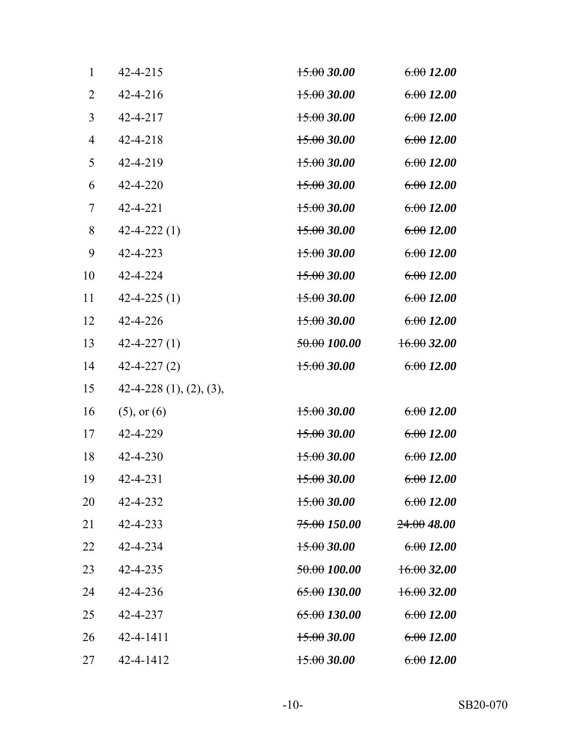| | | |
|---|---|---|
| 42-4-215 | ~~15.00~~ ***30.00*** | ~~6.00~~ ***12.00*** |
| 42-4-216 | ~~15.00~~ ***30.00*** | ~~6.00~~ ***12.00*** |
| 42-4-217 | ~~15.00~~ ***30.00*** | ~~6.00~~ ***12.00*** |
| 42-4-218 | ~~15.00~~ ***30.00*** | ~~6.00~~ ***12.00*** |
| 42-4-219 | ~~15.00~~ ***30.00*** | ~~6.00~~ ***12.00*** |
| 42-4-220 | ~~15.00~~ ***30.00*** | ~~6.00~~ ***12.00*** |
| 42-4-221 | ~~15.00~~ ***30.00*** | ~~6.00~~ ***12.00*** |
| 42-4-222 (1) | ~~15.00~~ ***30.00*** | ~~6.00~~ ***12.00*** |
| 42-4-223 | ~~15.00~~ ***30.00*** | ~~6.00~~ ***12.00*** |
| 42-4-224 | ~~15.00~~ ***30.00*** | ~~6.00~~ ***12.00*** |
| 42-4-225 (1) | ~~15.00~~ ***30.00*** | ~~6.00~~ ***12.00*** |
| 42-4-226 | ~~15.00~~ ***30.00*** | ~~6.00~~ ***12.00*** |
| 42-4-227 (1) | ~~50.00~~ ***100.00*** | ~~16.00~~ ***32.00*** |
| 42-4-227 (2) | ~~15.00~~ ***30.00*** | ~~6.00~~ ***12.00*** |
| 42-4-228 (1), (2), (3), (5), or (6) | ~~15.00~~ ***30.00*** | ~~6.00~~ ***12.00*** |
| 42-4-229 | ~~15.00~~ ***30.00*** | ~~6.00~~ ***12.00*** |
| 42-4-230 | ~~15.00~~ ***30.00*** | ~~6.00~~ ***12.00*** |
| 42-4-231 | ~~15.00~~ ***30.00*** | ~~6.00~~ ***12.00*** |
| 42-4-232 | ~~15.00~~ ***30.00*** | ~~6.00~~ ***12.00*** |
| 42-4-233 | ~~75.00~~ ***150.00*** | ~~24.00~~ ***48.00*** |
| 42-4-234 | ~~15.00~~ ***30.00*** | ~~6.00~~ ***12.00*** |
| 42-4-235 | ~~50.00~~ ***100.00*** | ~~16.00~~ ***32.00*** |
| 42-4-236 | ~~65.00~~ ***130.00*** | ~~16.00~~ ***32.00*** |
| 42-4-237 | ~~65.00~~ ***130.00*** | ~~6.00~~ ***12.00*** |
| 42-4-1411 | ~~15.00~~ ***30.00*** | ~~6.00~~ ***12.00*** |
| 42-4-1412 | ~~15.00~~ ***30.00*** | ~~6.00~~ ***12.00*** |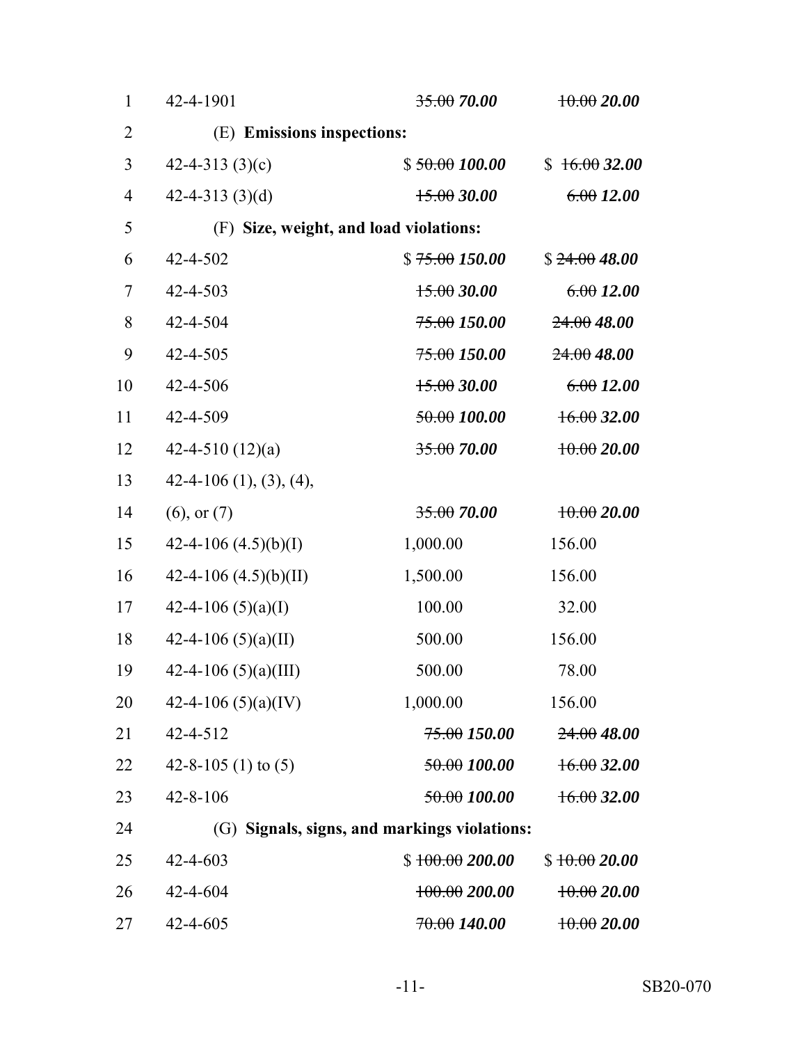| | | |
|---|---|---|
| 42-4-1901 | ~~35.00~~ ***70.00*** | ~~10.00~~ ***20.00*** |
| (E) **Emissions inspections:** | | |
| 42-4-313 (3)(c) | $ ~~50.00~~ ***100.00*** | $ ~~16.00~~ ***32.00*** |
| 42-4-313 (3)(d) | ~~15.00~~ ***30.00*** | ~~6.00~~ ***12.00*** |
| (F) **Size, weight, and load violations:** | | |
| 42-4-502 | $ ~~75.00~~ ***150.00*** | $ ~~24.00~~ ***48.00*** |
| 42-4-503 | ~~15.00~~ ***30.00*** | ~~6.00~~ ***12.00*** |
| 42-4-504 | ~~75.00~~ ***150.00*** | ~~24.00~~ ***48.00*** |
| 42-4-505 | ~~75.00~~ ***150.00*** | ~~24.00~~ ***48.00*** |
| 42-4-506 | ~~15.00~~ ***30.00*** | ~~6.00~~ ***12.00*** |
| 42-4-509 | ~~50.00~~ ***100.00*** | ~~16.00~~ ***32.00*** |
| 42-4-510 (12)(a) | ~~35.00~~ ***70.00*** | ~~10.00~~ ***20.00*** |
| 42-4-106 (1), (3), (4), (6), or (7) | ~~35.00~~ ***70.00*** | ~~10.00~~ ***20.00*** |
| 42-4-106 (4.5)(b)(I) | 1,000.00 | 156.00 |
| 42-4-106 (4.5)(b)(II) | 1,500.00 | 156.00 |
| 42-4-106 (5)(a)(I) | 100.00 | 32.00 |
| 42-4-106 (5)(a)(II) | 500.00 | 156.00 |
| 42-4-106 (5)(a)(III) | 500.00 | 78.00 |
| 42-4-106 (5)(a)(IV) | 1,000.00 | 156.00 |
| 42-4-512 | ~~75.00~~ ***150.00*** | ~~24.00~~ ***48.00*** |
| 42-8-105 (1) to (5) | ~~50.00~~ ***100.00*** | ~~16.00~~ ***32.00*** |
| 42-8-106 | ~~50.00~~ ***100.00*** | ~~16.00~~ ***32.00*** |
| (G) **Signals, signs, and markings violations:** | | |
| 42-4-603 | $ ~~100.00~~ ***200.00*** | $ ~~10.00~~ ***20.00*** |
| 42-4-604 | ~~100.00~~ ***200.00*** | ~~10.00~~ ***20.00*** |
| 42-4-605 | ~~70.00~~ ***140.00*** | ~~10.00~~ ***20.00*** |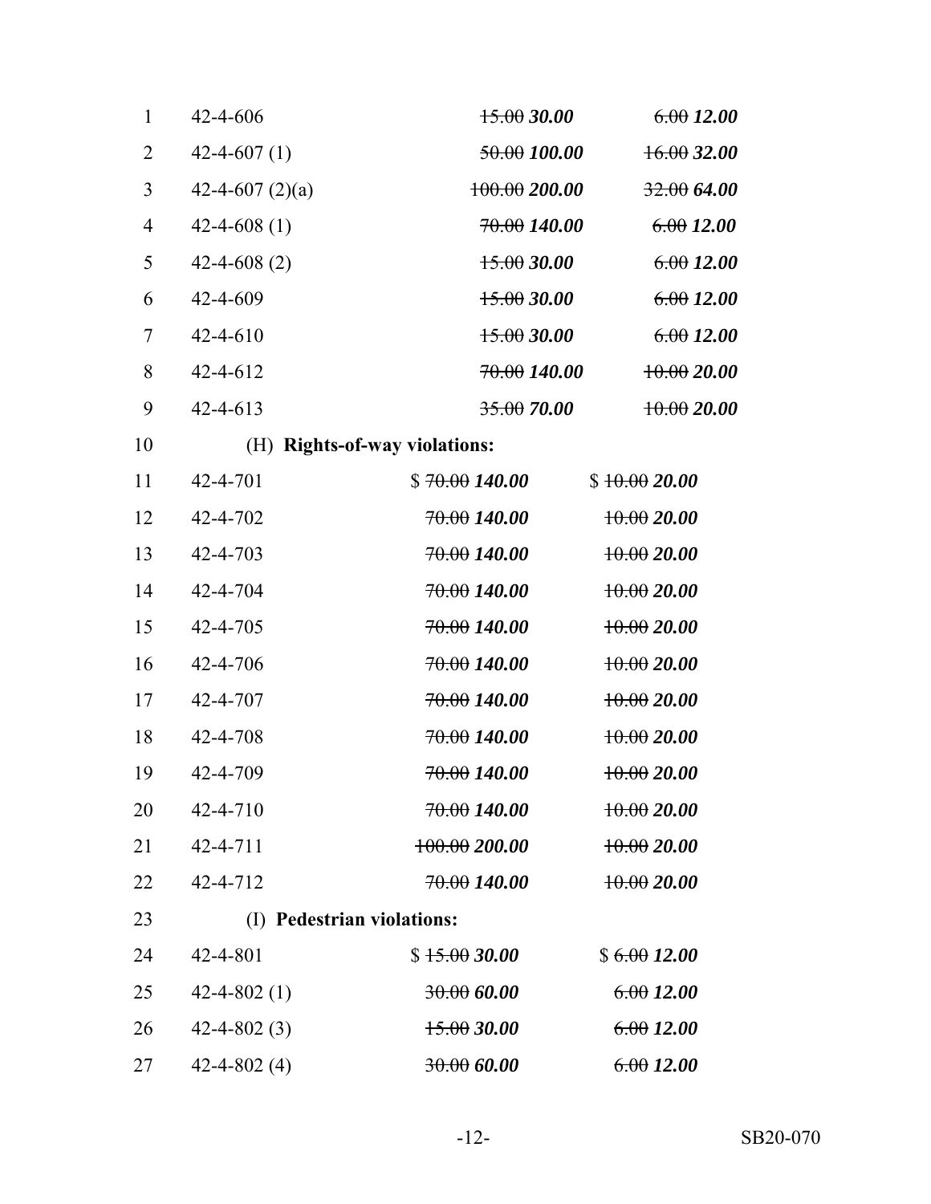| | | | |
|---|---|---|---|
| 1 | 42-4-606 | ~~15.00~~ ***30.00*** | ~~6.00~~ ***12.00*** |
| 2 | 42-4-607 (1) | ~~50.00~~ ***100.00*** | ~~16.00~~ ***32.00*** |
| 3 | 42-4-607 (2)(a) | ~~100.00~~ ***200.00*** | ~~32.00~~ ***64.00*** |
| 4 | 42-4-608 (1) | ~~70.00~~ ***140.00*** | ~~6.00~~ ***12.00*** |
| 5 | 42-4-608 (2) | ~~15.00~~ ***30.00*** | ~~6.00~~ ***12.00*** |
| 6 | 42-4-609 | ~~15.00~~ ***30.00*** | ~~6.00~~ ***12.00*** |
| 7 | 42-4-610 | ~~15.00~~ ***30.00*** | ~~6.00~~ ***12.00*** |
| 8 | 42-4-612 | ~~70.00~~ ***140.00*** | ~~10.00~~ ***20.00*** |
| 9 | 42-4-613 | ~~35.00~~ ***70.00*** | ~~10.00~~ ***20.00*** |
| 10 | (H) **Rights-of-way violations:** | | |
| 11 | 42-4-701 | $ ~~70.00~~ ***140.00*** | $ ~~10.00~~ ***20.00*** |
| 12 | 42-4-702 | ~~70.00~~ ***140.00*** | ~~10.00~~ ***20.00*** |
| 13 | 42-4-703 | ~~70.00~~ ***140.00*** | ~~10.00~~ ***20.00*** |
| 14 | 42-4-704 | ~~70.00~~ ***140.00*** | ~~10.00~~ ***20.00*** |
| 15 | 42-4-705 | ~~70.00~~ ***140.00*** | ~~10.00~~ ***20.00*** |
| 16 | 42-4-706 | ~~70.00~~ ***140.00*** | ~~10.00~~ ***20.00*** |
| 17 | 42-4-707 | ~~70.00~~ ***140.00*** | ~~10.00~~ ***20.00*** |
| 18 | 42-4-708 | ~~70.00~~ ***140.00*** | ~~10.00~~ ***20.00*** |
| 19 | 42-4-709 | ~~70.00~~ ***140.00*** | ~~10.00~~ ***20.00*** |
| 20 | 42-4-710 | ~~70.00~~ ***140.00*** | ~~10.00~~ ***20.00*** |
| 21 | 42-4-711 | ~~100.00~~ ***200.00*** | ~~10.00~~ ***20.00*** |
| 22 | 42-4-712 | ~~70.00~~ ***140.00*** | ~~10.00~~ ***20.00*** |
| 23 | (I) **Pedestrian violations:** | | |
| 24 | 42-4-801 | $ ~~15.00~~ ***30.00*** | $ ~~6.00~~ ***12.00*** |
| 25 | 42-4-802 (1) | ~~30.00~~ ***60.00*** | ~~6.00~~ ***12.00*** |
| 26 | 42-4-802 (3) | ~~15.00~~ ***30.00*** | ~~6.00~~ ***12.00*** |
| 27 | 42-4-802 (4) | ~~30.00~~ ***60.00*** | ~~6.00~~ ***12.00*** |

SB20-070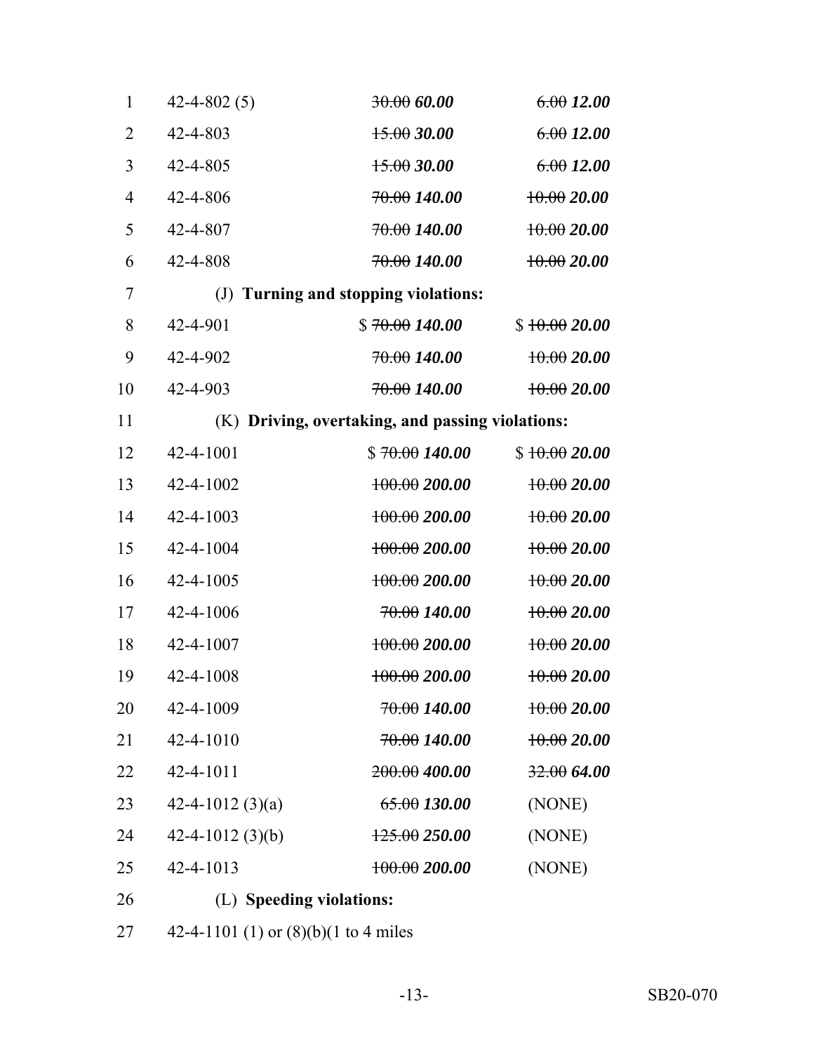| | | | |
|---|---|---|---|
| 1 | 42-4-802 (5) | ~~30.00~~ ***60.00*** | ~~6.00~~ ***12.00*** |
| 2 | 42-4-803 | ~~15.00~~ ***30.00*** | ~~6.00~~ ***12.00*** |
| 3 | 42-4-805 | ~~15.00~~ ***30.00*** | ~~6.00~~ ***12.00*** |
| 4 | 42-4-806 | ~~70.00~~ ***140.00*** | ~~10.00~~ ***20.00*** |
| 5 | 42-4-807 | ~~70.00~~ ***140.00*** | ~~10.00~~ ***20.00*** |
| 6 | 42-4-808 | ~~70.00~~ ***140.00*** | ~~10.00~~ ***20.00*** |
| 7 | (J) **Turning and stopping violations:** | | |
| 8 | 42-4-901 | $ ~~70.00~~ ***140.00*** | $ ~~10.00~~ ***20.00*** |
| 9 | 42-4-902 | ~~70.00~~ ***140.00*** | ~~10.00~~ ***20.00*** |
| 10 | 42-4-903 | ~~70.00~~ ***140.00*** | ~~10.00~~ ***20.00*** |
| 11 | (K) **Driving, overtaking, and passing violations:** | | |
| 12 | 42-4-1001 | $ ~~70.00~~ ***140.00*** | $ ~~10.00~~ ***20.00*** |
| 13 | 42-4-1002 | ~~100.00~~ ***200.00*** | ~~10.00~~ ***20.00*** |
| 14 | 42-4-1003 | ~~100.00~~ ***200.00*** | ~~10.00~~ ***20.00*** |
| 15 | 42-4-1004 | ~~100.00~~ ***200.00*** | ~~10.00~~ ***20.00*** |
| 16 | 42-4-1005 | ~~100.00~~ ***200.00*** | ~~10.00~~ ***20.00*** |
| 17 | 42-4-1006 | ~~70.00~~ ***140.00*** | ~~10.00~~ ***20.00*** |
| 18 | 42-4-1007 | ~~100.00~~ ***200.00*** | ~~10.00~~ ***20.00*** |
| 19 | 42-4-1008 | ~~100.00~~ ***200.00*** | ~~10.00~~ ***20.00*** |
| 20 | 42-4-1009 | ~~70.00~~ ***140.00*** | ~~10.00~~ ***20.00*** |
| 21 | 42-4-1010 | ~~70.00~~ ***140.00*** | ~~10.00~~ ***20.00*** |
| 22 | 42-4-1011 | ~~200.00~~ ***400.00*** | ~~32.00~~ ***64.00*** |
| 23 | 42-4-1012 (3)(a) | ~~65.00~~ ***130.00*** | (NONE) |
| 24 | 42-4-1012 (3)(b) | ~~125.00~~ ***250.00*** | (NONE) |
| 25 | 42-4-1013 | ~~100.00~~ ***200.00*** | (NONE) |
| 26 | (L) **Speeding violations:** | | |
| 27 | 42-4-1101 (1) or (8)(b)(1 to 4 miles | | |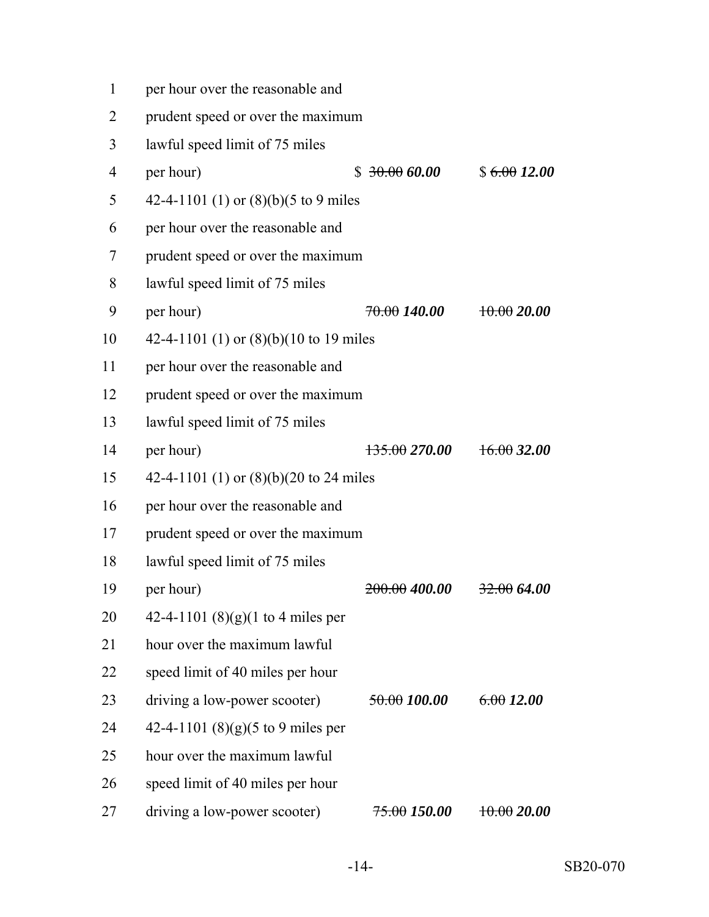| | | |
|---|---|---|
| per hour over the reasonable and prudent speed or over the maximum lawful speed limit of 75 miles per hour) | $ ~~30.00~~ ***60.00*** | $ ~~6.00~~ ***12.00*** |
| 42-4-1101 (1) or (8)(b)(5 to 9 miles per hour over the reasonable and prudent speed or over the maximum lawful speed limit of 75 miles per hour) | ~~70.00~~ ***140.00*** | ~~10.00~~ ***20.00*** |
| 42-4-1101 (1) or (8)(b)(10 to 19 miles per hour over the reasonable and prudent speed or over the maximum lawful speed limit of 75 miles per hour) | ~~135.00~~ ***270.00*** | ~~16.00~~ ***32.00*** |
| 42-4-1101 (1) or (8)(b)(20 to 24 miles per hour over the reasonable and prudent speed or over the maximum lawful speed limit of 75 miles per hour) | ~~200.00~~ ***400.00*** | ~~32.00~~ ***64.00*** |
| 42-4-1101 (8)(g)(1 to 4 miles per hour over the maximum lawful speed limit of 40 miles per hour driving a low-power scooter) | ~~50.00~~ ***100.00*** | ~~6.00~~ ***12.00*** |
| 42-4-1101 (8)(g)(5 to 9 miles per hour over the maximum lawful speed limit of 40 miles per hour driving a low-power scooter) | ~~75.00~~ ***150.00*** | ~~10.00~~ ***20.00*** |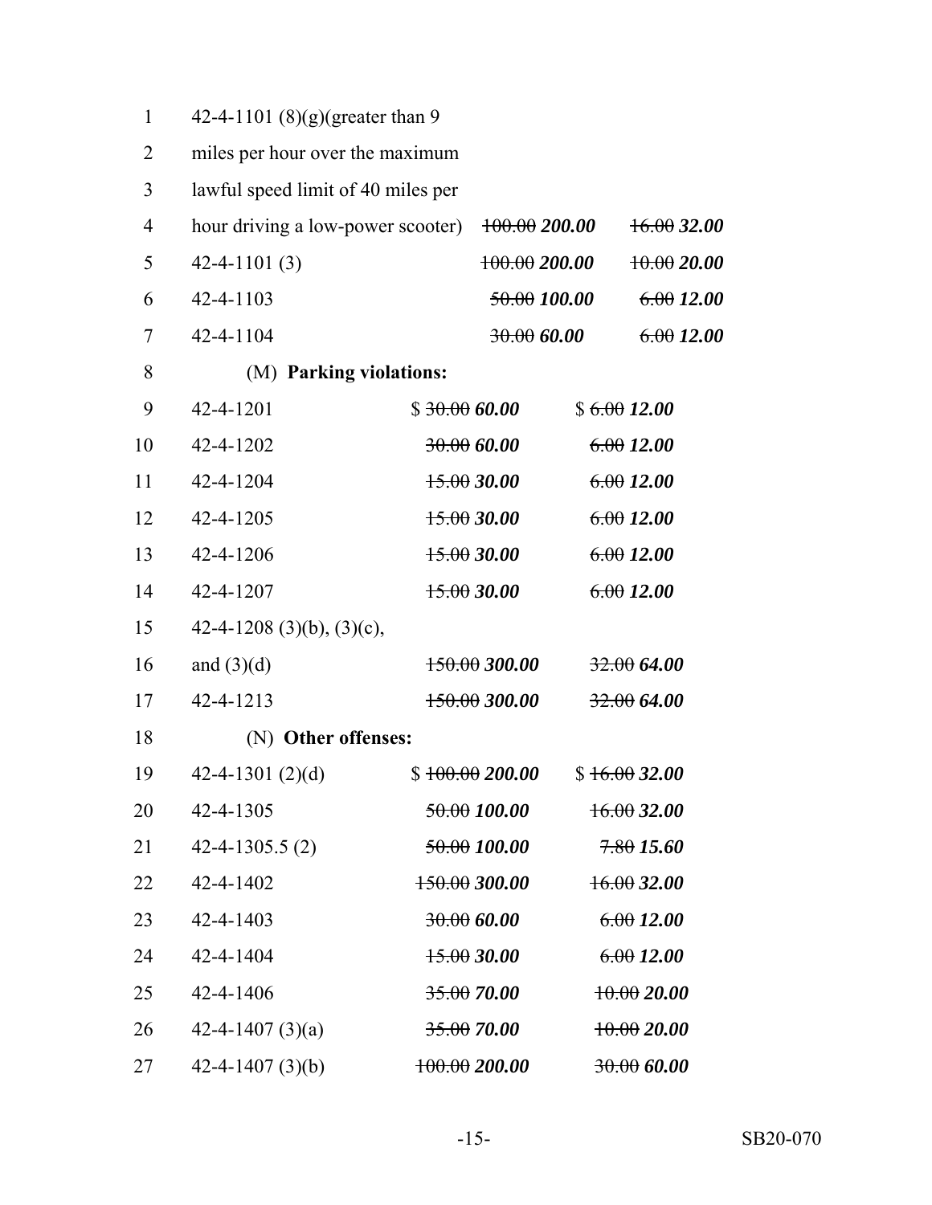| | | | |
|---|---|---|---|
| 1 | 42-4-1101 (8)(g)(greater than 9 | | |
| 2 | miles per hour over the maximum | | |
| 3 | lawful speed limit of 40 miles per | | |
| 4 | hour driving a low-power scooter) | ~~100.00~~ ***200.00*** | ~~16.00~~ ***32.00*** |
| 5 | 42-4-1101 (3) | ~~100.00~~ ***200.00*** | ~~10.00~~ ***20.00*** |
| 6 | 42-4-1103 | ~~50.00~~ ***100.00*** | ~~6.00~~ ***12.00*** |
| 7 | 42-4-1104 | ~~30.00~~ ***60.00*** | ~~6.00~~ ***12.00*** |
| 8 | (M) **Parking violations:** | | |
| 9 | 42-4-1201 | $ ~~30.00~~ ***60.00*** | $ ~~6.00~~ ***12.00*** |
| 10 | 42-4-1202 | ~~30.00~~ ***60.00*** | ~~6.00~~ ***12.00*** |
| 11 | 42-4-1204 | ~~15.00~~ ***30.00*** | ~~6.00~~ ***12.00*** |
| 12 | 42-4-1205 | ~~15.00~~ ***30.00*** | ~~6.00~~ ***12.00*** |
| 13 | 42-4-1206 | ~~15.00~~ ***30.00*** | ~~6.00~~ ***12.00*** |
| 14 | 42-4-1207 | ~~15.00~~ ***30.00*** | ~~6.00~~ ***12.00*** |
| 15 | 42-4-1208 (3)(b), (3)(c), | | |
| 16 | and (3)(d) | ~~150.00~~ ***300.00*** | ~~32.00~~ ***64.00*** |
| 17 | 42-4-1213 | ~~150.00~~ ***300.00*** | ~~32.00~~ ***64.00*** |
| 18 | (N) **Other offenses:** | | |
| 19 | 42-4-1301 (2)(d) | $ ~~100.00~~ ***200.00*** | $ ~~16.00~~ ***32.00*** |
| 20 | 42-4-1305 | ~~50.00~~ ***100.00*** | ~~16.00~~ ***32.00*** |
| 21 | 42-4-1305.5 (2) | ~~50.00~~ ***100.00*** | ~~7.80~~ ***15.60*** |
| 22 | 42-4-1402 | ~~150.00~~ ***300.00*** | ~~16.00~~ ***32.00*** |
| 23 | 42-4-1403 | ~~30.00~~ ***60.00*** | ~~6.00~~ ***12.00*** |
| 24 | 42-4-1404 | ~~15.00~~ ***30.00*** | ~~6.00~~ ***12.00*** |
| 25 | 42-4-1406 | ~~35.00~~ ***70.00*** | ~~10.00~~ ***20.00*** |
| 26 | 42-4-1407 (3)(a) | ~~35.00~~ ***70.00*** | ~~10.00~~ ***20.00*** |
| 27 | 42-4-1407 (3)(b) | ~~100.00~~ ***200.00*** | ~~30.00~~ ***60.00*** |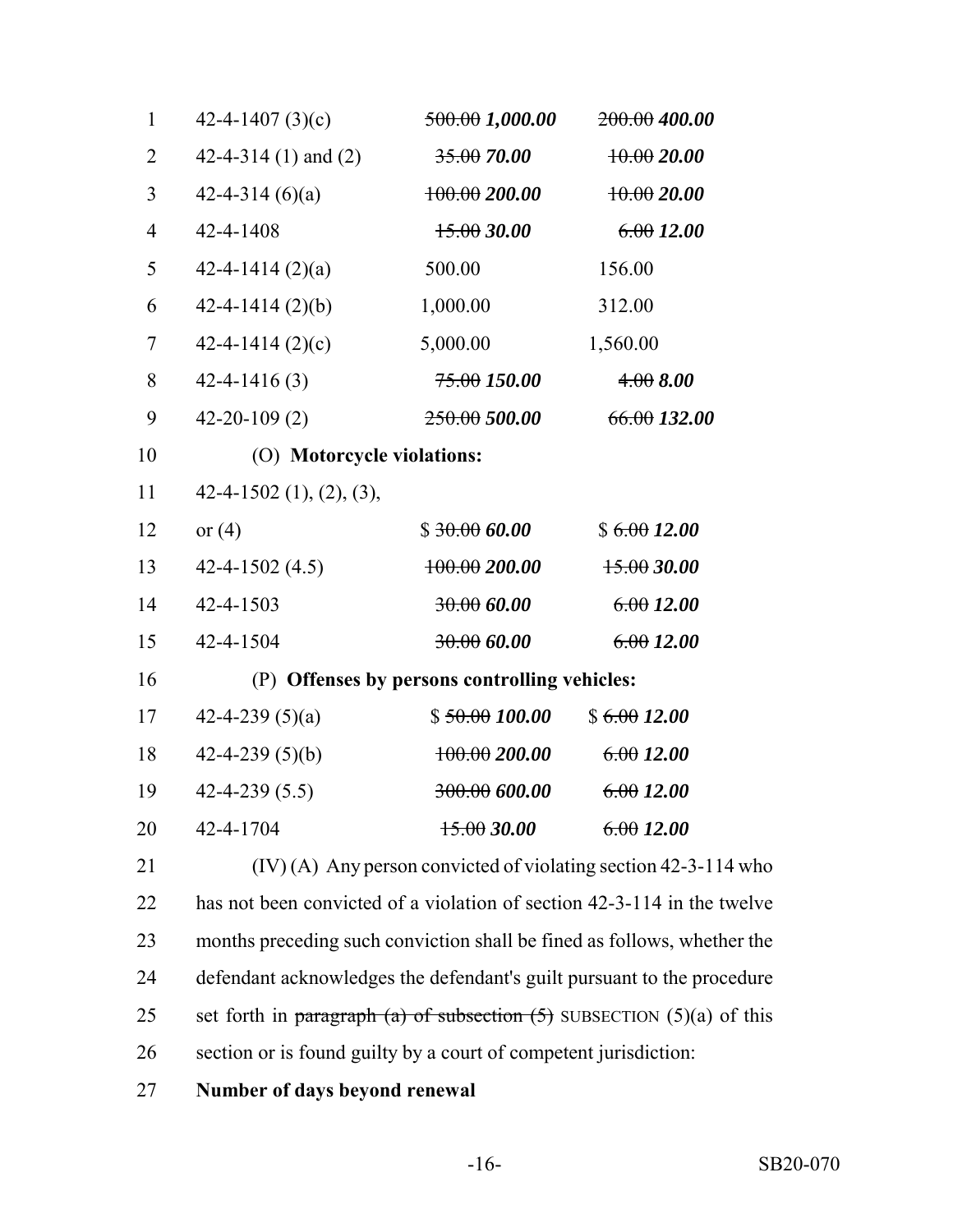| | | |
|---|---|---|
| 42-4-1407 (3)(c) | ~~500.00~~ ***1,000.00*** | ~~200.00~~ ***400.00*** |
| 42-4-314 (1) and (2) | ~~35.00~~ ***70.00*** | ~~10.00~~ ***20.00*** |
| 42-4-314 (6)(a) | ~~100.00~~ ***200.00*** | ~~10.00~~ ***20.00*** |
| 42-4-1408 | ~~15.00~~ ***30.00*** | ~~6.00~~ ***12.00*** |
| 42-4-1414 (2)(a) | 500.00 | 156.00 |
| 42-4-1414 (2)(b) | 1,000.00 | 312.00 |
| 42-4-1414 (2)(c) | 5,000.00 | 1,560.00 |
| 42-4-1416 (3) | ~~75.00~~ ***150.00*** | ~~4.00~~ ***8.00*** |
| 42-20-109 (2) | ~~250.00~~ ***500.00*** | ~~66.00~~ ***132.00*** |

(O) **Motorcycle violations:**

| | | |
|---|---|---|
| 42-4-1502 (1), (2), (3), or (4) | $ ~~30.00~~ ***60.00*** | $ ~~6.00~~ ***12.00*** |
| 42-4-1502 (4.5) | ~~100.00~~ ***200.00*** | ~~15.00~~ ***30.00*** |
| 42-4-1503 | ~~30.00~~ ***60.00*** | ~~6.00~~ ***12.00*** |
| 42-4-1504 | ~~30.00~~ ***60.00*** | ~~6.00~~ ***12.00*** |

(P) **Offenses by persons controlling vehicles:**

| | | |
|---|---|---|
| 42-4-239 (5)(a) | $ ~~50.00~~ ***100.00*** | $ ~~6.00~~ ***12.00*** |
| 42-4-239 (5)(b) | ~~100.00~~ ***200.00*** | ~~6.00~~ ***12.00*** |
| 42-4-239 (5.5) | ~~300.00~~ ***600.00*** | ~~6.00~~ ***12.00*** |
| 42-4-1704 | ~~15.00~~ ***30.00*** | ~~6.00~~ ***12.00*** |

(IV) (A) Any person convicted of violating section 42-3-114 who has not been convicted of a violation of section 42-3-114 in the twelve months preceding such conviction shall be fined as follows, whether the defendant acknowledges the defendant's guilt pursuant to the procedure set forth in ~~paragraph (a) of subsection (5)~~ SUBSECTION (5)(a) of this section or is found guilty by a court of competent jurisdiction:

**Number of days beyond renewal**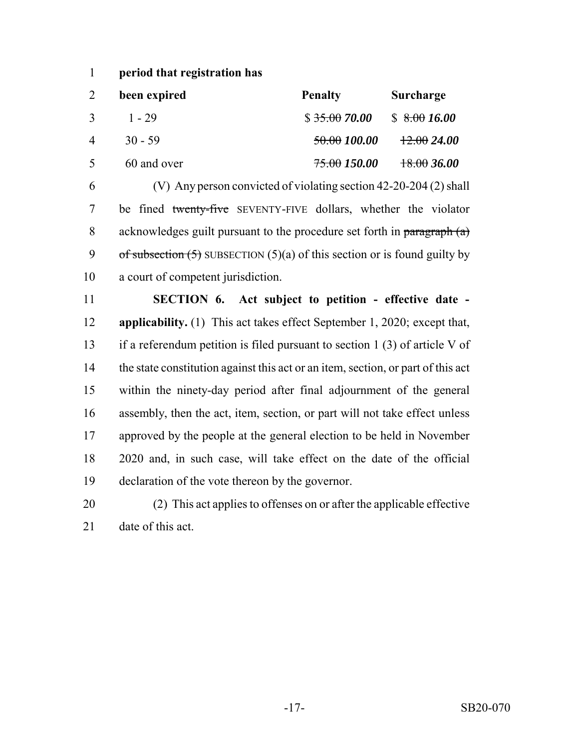| period that registration has been expired | Penalty | Surcharge |
|---|---|---|
| 1 - 29 | $ ~~35.00~~ ***70.00*** | $ ~~8.00~~ ***16.00*** |
| 30 - 59 | ~~50.00~~ ***100.00*** | ~~12.00~~ ***24.00*** |
| 60 and over | ~~75.00~~ ***150.00*** | ~~18.00~~ ***36.00*** |

(V) Any person convicted of violating section 42-20-204 (2) shall be fined ~~twenty-five~~ SEVENTY-FIVE dollars, whether the violator acknowledges guilt pursuant to the procedure set forth in ~~paragraph (a) of subsection (5)~~ SUBSECTION (5)(a) of this section or is found guilty by a court of competent jurisdiction.

**SECTION 6. Act subject to petition - effective date - applicability.** (1) This act takes effect September 1, 2020; except that, if a referendum petition is filed pursuant to section 1 (3) of article V of the state constitution against this act or an item, section, or part of this act within the ninety-day period after final adjournment of the general assembly, then the act, item, section, or part will not take effect unless approved by the people at the general election to be held in November 2020 and, in such case, will take effect on the date of the official declaration of the vote thereon by the governor.

(2) This act applies to offenses on or after the applicable effective date of this act.